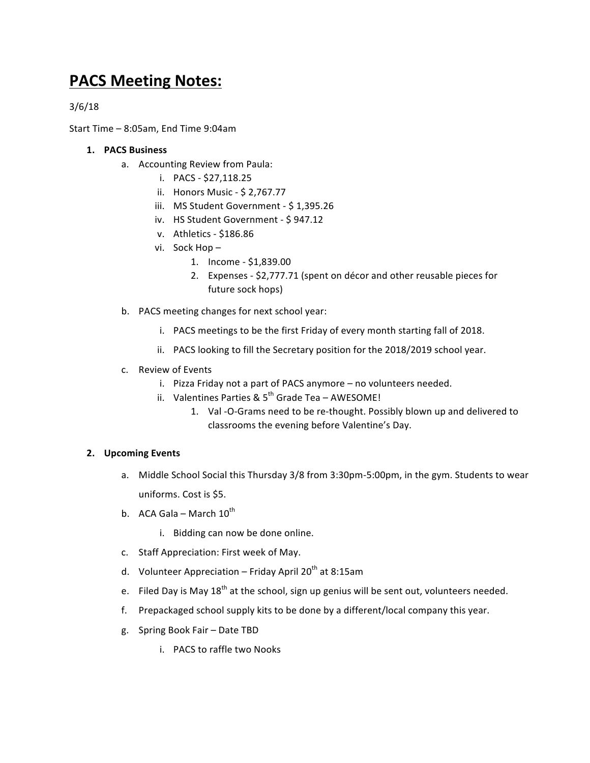# PACS Meeting Notes:

3/6/18

Start Time – 8:05am, End Time 9:04am

1. **PACS Business**
    a. Accounting Review from Paula:
        i. PACS - $27,118.25
        ii. Honors Music - $ 2,767.77
        iii. MS Student Government - $ 1,395.26
        iv. HS Student Government - $ 947.12
        v. Athletics - $186.86
        vi. Sock Hop –
            1. Income - $1,839.00
            2. Expenses - $2,777.71 (spent on décor and other reusable pieces for future sock hops)

    b. PACS meeting changes for next school year:
        i. PACS meetings to be the first Friday of every month starting fall of 2018.
        ii. PACS looking to fill the Secretary position for the 2018/2019 school year.

    c. Review of Events
        i. Pizza Friday not a part of PACS anymore – no volunteers needed.
        ii. Valentines Parties & 5th Grade Tea – AWESOME!
            1. Val -O-Grams need to be re-thought. Possibly blown up and delivered to classrooms the evening before Valentine's Day.

2. **Upcoming Events**
    a. Middle School Social this Thursday 3/8 from 3:30pm-5:00pm, in the gym. Students to wear uniforms. Cost is $5.
    b. ACA Gala – March 10th
        i. Bidding can now be done online.
    c. Staff Appreciation: First week of May.
    d. Volunteer Appreciation – Friday April 20th at 8:15am
    e. Filed Day is May 18th at the school, sign up genius will be sent out, volunteers needed.
    f. Prepackaged school supply kits to be done by a different/local company this year.
    g. Spring Book Fair – Date TBD
        i. PACS to raffle two Nooks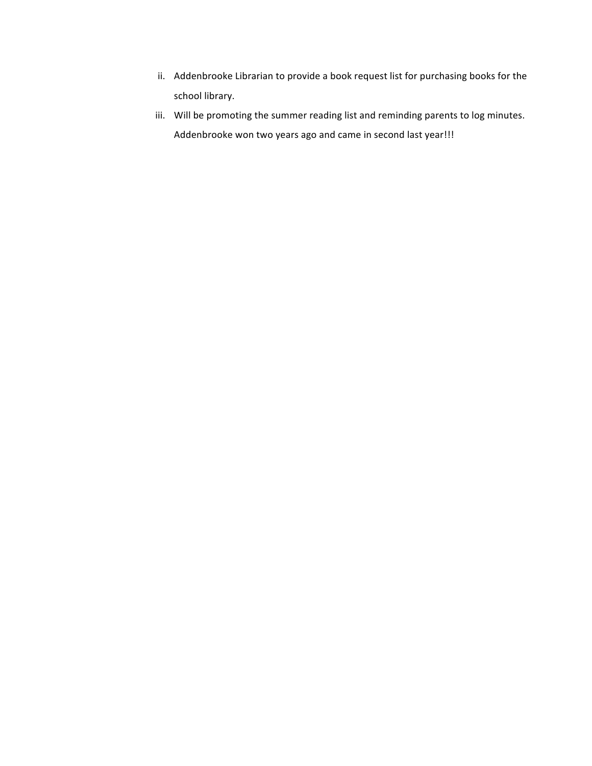ii. Addenbrooke Librarian to provide a book request list for purchasing books for the school library.

iii. Will be promoting the summer reading list and reminding parents to log minutes. Addenbrooke won two years ago and came in second last year!!!